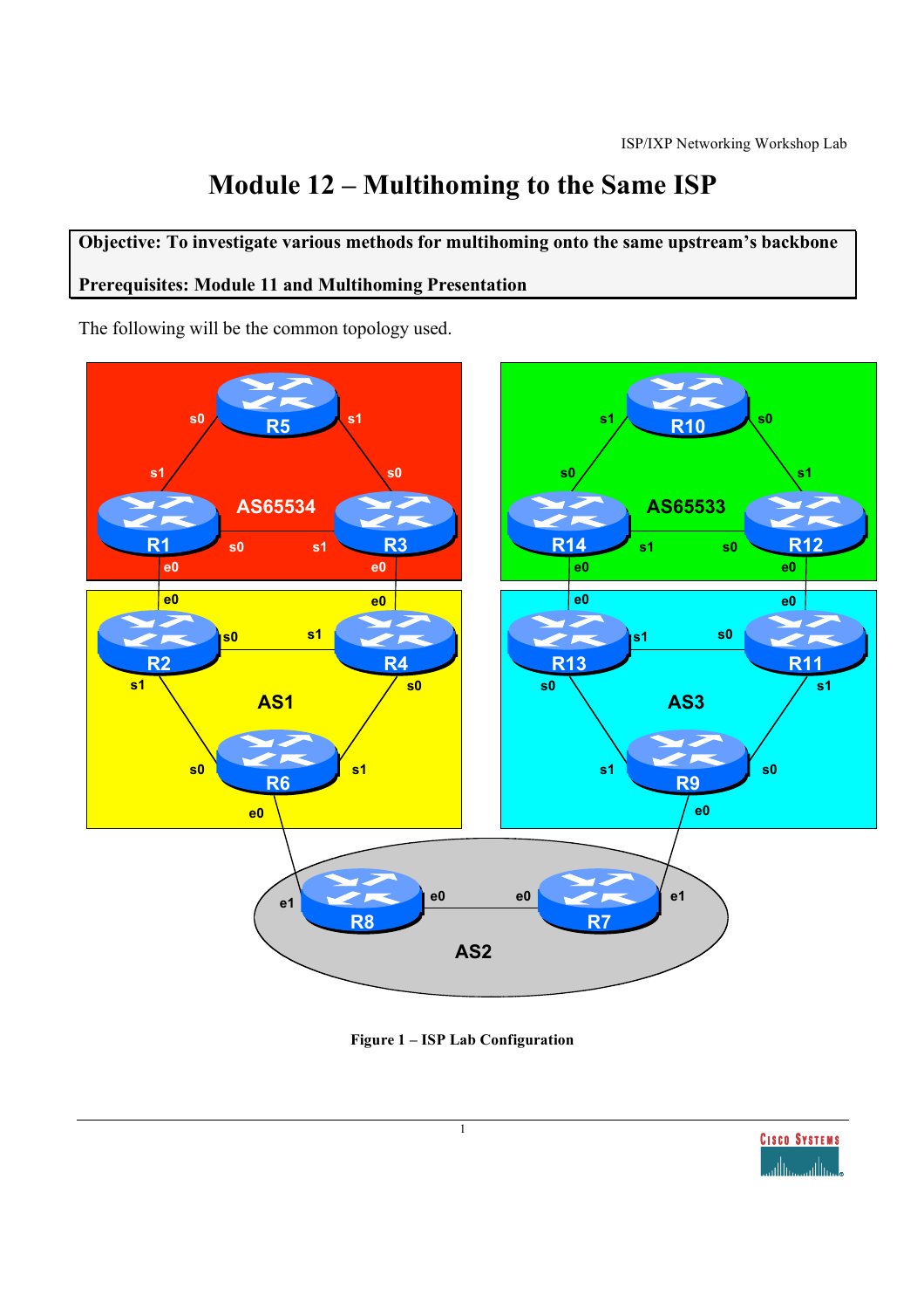# Module 12 – Multihoming to the Same ISP

**Objective: To investigate various methods for multihoming onto the same upstream's backbone**

**Prerequisites: Module 11 and Multihoming Presentation**

The following will be the common topology used.

**Figure 1 – ISP Lab Configuration**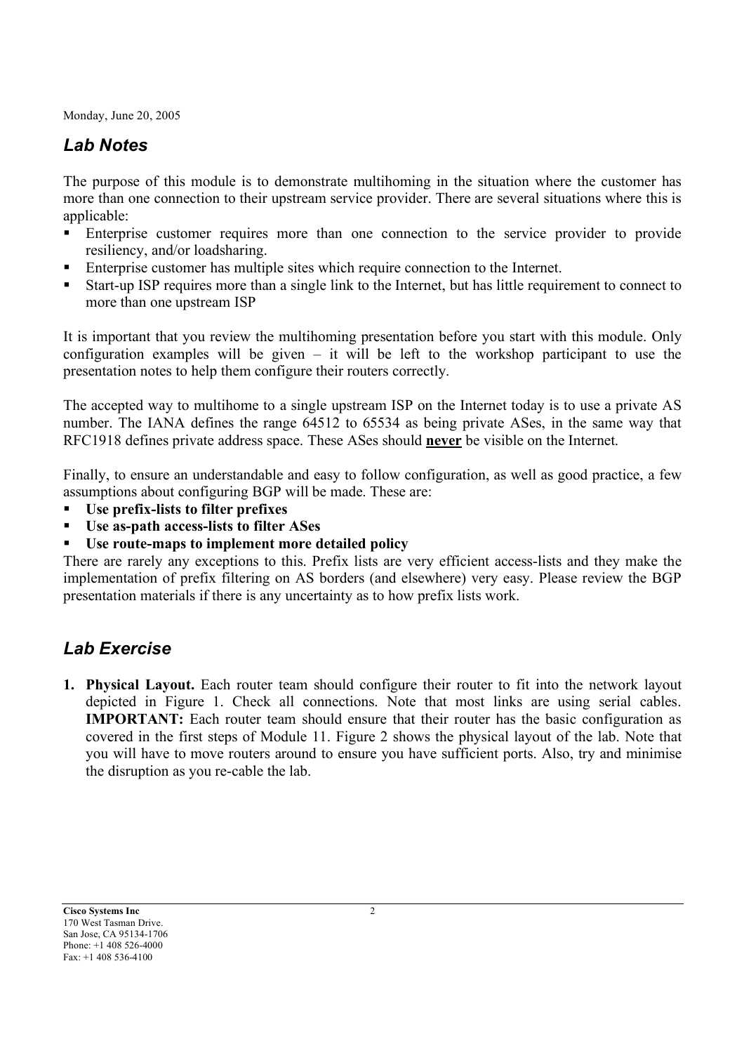Monday, June 20, 2005

## *Lab Notes*

The purpose of this module is to demonstrate multihoming in the situation where the customer has more than one connection to their upstream service provider. There are several situations where this is applicable:

- Enterprise customer requires more than one connection to the service provider to provide resiliency, and/or loadsharing.
- Enterprise customer has multiple sites which require connection to the Internet.
- Start-up ISP requires more than a single link to the Internet, but has little requirement to connect to more than one upstream ISP

It is important that you review the multihoming presentation before you start with this module. Only configuration examples will be given – it will be left to the workshop participant to use the presentation notes to help them configure their routers correctly.

The accepted way to multihome to a single upstream ISP on the Internet today is to use a private AS number. The IANA defines the range 64512 to 65534 as being private ASes, in the same way that RFC1918 defines private address space. These ASes should <u>**never**</u> be visible on the Internet.

Finally, to ensure an understandable and easy to follow configuration, as well as good practice, a few assumptions about configuring BGP will be made. These are:

- **Use prefix-lists to filter prefixes**
- **Use as-path access-lists to filter ASes**
- **Use route-maps to implement more detailed policy**

There are rarely any exceptions to this. Prefix lists are very efficient access-lists and they make the implementation of prefix filtering on AS borders (and elsewhere) very easy. Please review the BGP presentation materials if there is any uncertainty as to how prefix lists work.

## *Lab Exercise*

1. **Physical Layout.** Each router team should configure their router to fit into the network layout depicted in Figure 1. Check all connections. Note that most links are using serial cables. **IMPORTANT:** Each router team should ensure that their router has the basic configuration as covered in the first steps of Module 11. Figure 2 shows the physical layout of the lab. Note that you will have to move routers around to ensure you have sufficient ports. Also, try and minimise the disruption as you re-cable the lab.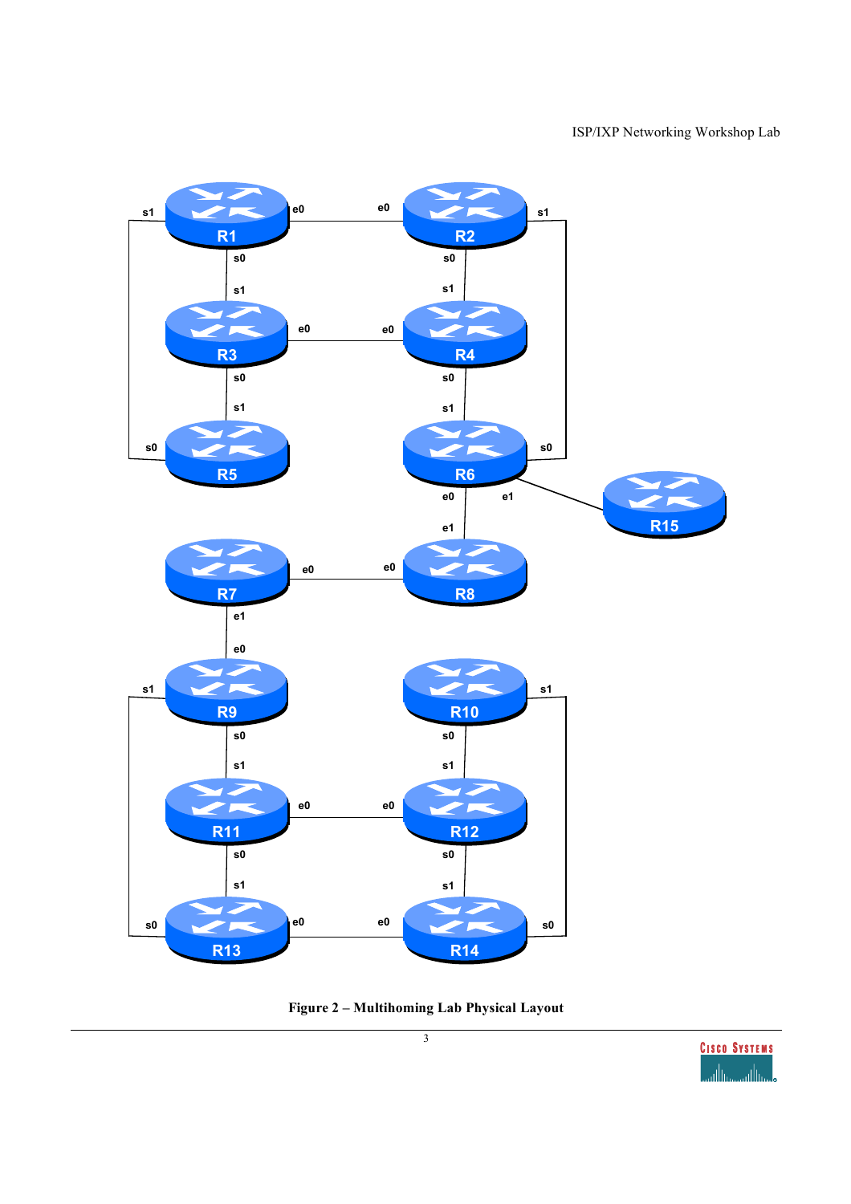Figure 2 – Multihoming Lab Physical Layout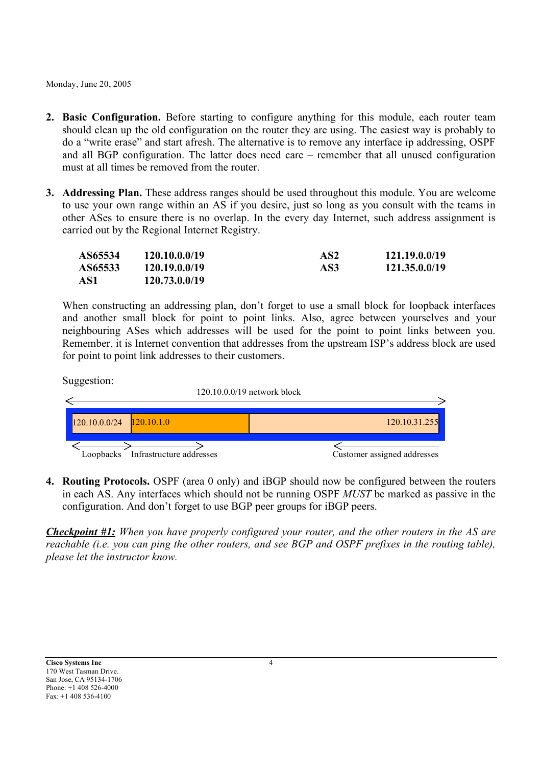Monday, June 20, 2005

2. **Basic Configuration.** Before starting to configure anything for this module, each router team should clean up the old configuration on the router they are using. The easiest way is probably to do a "write erase" and start afresh. The alternative is to remove any interface ip addressing, OSPF and all BGP configuration. The latter does need care – remember that all unused configuration must at all times be removed from the router.

3. **Addressing Plan.** These address ranges should be used throughout this module. You are welcome to use your own range within an AS if you desire, just so long as you consult with the teams in other ASes to ensure there is no overlap. In the every day Internet, such address assignment is carried out by the Regional Internet Registry.

| | | | |
|---|---|---|---|
| **AS65534** | **120.10.0.0/19** | **AS2** | **121.19.0.0/19** |
| **AS65533** | **120.19.0.0/19** | **AS3** | **121.35.0.0/19** |
| **AS1** | **120.73.0.0/19** | | |

When constructing an addressing plan, don't forget to use a small block for loopback interfaces and another small block for point to point links. Also, agree between yourselves and your neighbouring ASes which addresses will be used for the point to point links between you. Remember, it is Internet convention that addresses from the upstream ISP's address block are used for point to point link addresses to their customers.

Suggestion:

120.10.0.0/19 network block

| 120.10.0.0/24 | 120.10.1.0 | | 120.10.31.255 |
|---|---|---|---|
| Loopbacks | Infrastructure addresses | | Customer assigned addresses |

4. **Routing Protocols.** OSPF (area 0 only) and iBGP should now be configured between the routers in each AS. Any interfaces which should not be running OSPF *MUST* be marked as passive in the configuration. And don't forget to use BGP peer groups for iBGP peers.

***Checkpoint #1:*** *When you have properly configured your router, and the other routers in the AS are reachable (i.e. you can ping the other routers, and see BGP and OSPF prefixes in the routing table), please let the instructor know.*

**Cisco Systems Inc**
170 West Tasman Drive.
San Jose, CA 95134-1706
Phone: +1 408 526-4000
Fax: +1 408 536-4100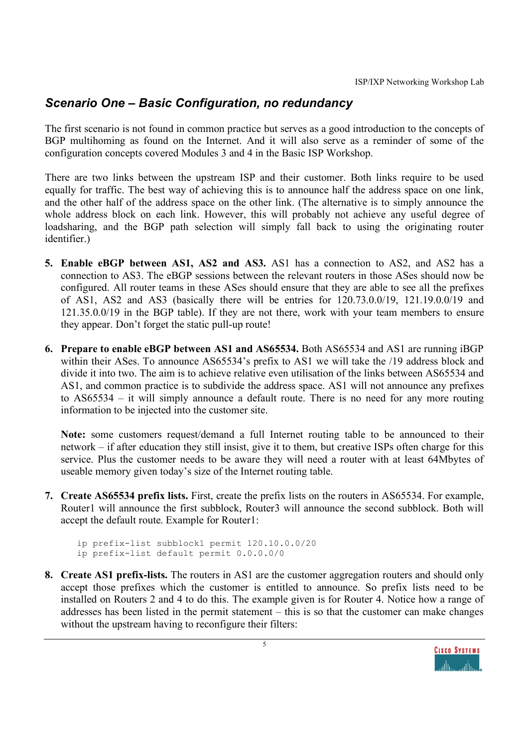## *Scenario One – Basic Configuration, no redundancy*

The first scenario is not found in common practice but serves as a good introduction to the concepts of BGP multihoming as found on the Internet. And it will also serve as a reminder of some of the configuration concepts covered Modules 3 and 4 in the Basic ISP Workshop.

There are two links between the upstream ISP and their customer. Both links require to be used equally for traffic. The best way of achieving this is to announce half the address space on one link, and the other half of the address space on the other link. (The alternative is to simply announce the whole address block on each link. However, this will probably not achieve any useful degree of loadsharing, and the BGP path selection will simply fall back to using the originating router identifier.)

5. **Enable eBGP between AS1, AS2 and AS3.** AS1 has a connection to AS2, and AS2 has a connection to AS3. The eBGP sessions between the relevant routers in those ASes should now be configured. All router teams in these ASes should ensure that they are able to see all the prefixes of AS1, AS2 and AS3 (basically there will be entries for 120.73.0.0/19, 121.19.0.0/19 and 121.35.0.0/19 in the BGP table). If they are not there, work with your team members to ensure they appear. Don't forget the static pull-up route!

6. **Prepare to enable eBGP between AS1 and AS65534.** Both AS65534 and AS1 are running iBGP within their ASes. To announce AS65534's prefix to AS1 we will take the /19 address block and divide it into two. The aim is to achieve relative even utilisation of the links between AS65534 and AS1, and common practice is to subdivide the address space. AS1 will not announce any prefixes to AS65534 – it will simply announce a default route. There is no need for any more routing information to be injected into the customer site.

   **Note:** some customers request/demand a full Internet routing table to be announced to their network – if after education they still insist, give it to them, but creative ISPs often charge for this service. Plus the customer needs to be aware they will need a router with at least 64Mbytes of useable memory given today's size of the Internet routing table.

7. **Create AS65534 prefix lists.** First, create the prefix lists on the routers in AS65534. For example, Router1 will announce the first subblock, Router3 will announce the second subblock. Both will accept the default route. Example for Router1:

   ```
   ip prefix-list subblock1 permit 120.10.0.0/20
   ip prefix-list default permit 0.0.0.0/0
   ```

8. **Create AS1 prefix-lists.** The routers in AS1 are the customer aggregation routers and should only accept those prefixes which the customer is entitled to announce. So prefix lists need to be installed on Routers 2 and 4 to do this. The example given is for Router 4. Notice how a range of addresses has been listed in the permit statement – this is so that the customer can make changes without the upstream having to reconfigure their filters: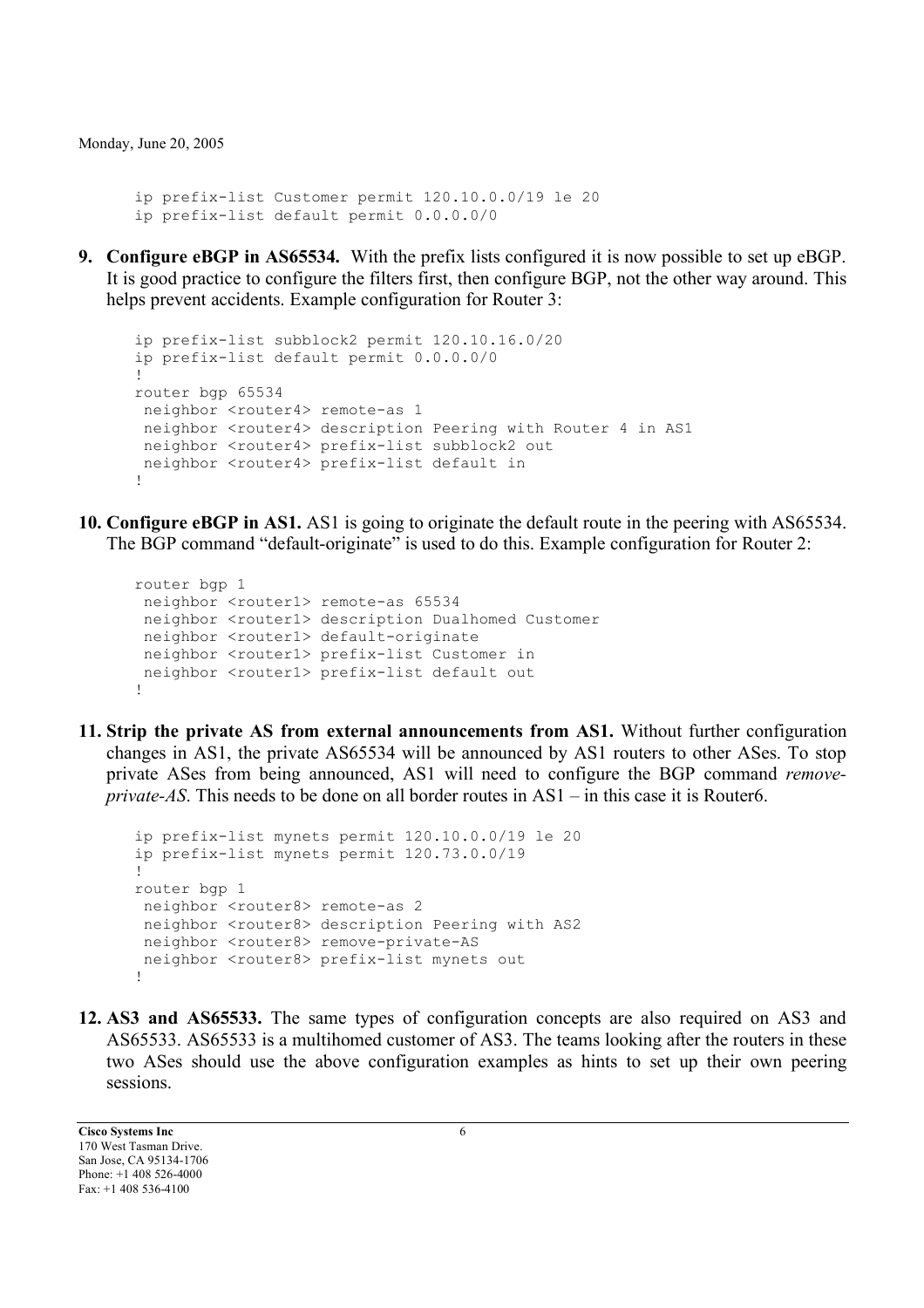Monday, June 20, 2005

```
ip prefix-list Customer permit 120.10.0.0/19 le 20
ip prefix-list default permit 0.0.0.0/0
```

9. **Configure eBGP in AS65534.** With the prefix lists configured it is now possible to set up eBGP. It is good practice to configure the filters first, then configure BGP, not the other way around. This helps prevent accidents. Example configuration for Router 3:

```
ip prefix-list subblock2 permit 120.10.16.0/20
ip prefix-list default permit 0.0.0.0/0
!
router bgp 65534
 neighbor <router4> remote-as 1
 neighbor <router4> description Peering with Router 4 in AS1
 neighbor <router4> prefix-list subblock2 out
 neighbor <router4> prefix-list default in
!
```

10. **Configure eBGP in AS1.** AS1 is going to originate the default route in the peering with AS65534. The BGP command "default-originate" is used to do this. Example configuration for Router 2:

```
router bgp 1
 neighbor <router1> remote-as 65534
 neighbor <router1> description Dualhomed Customer
 neighbor <router1> default-originate
 neighbor <router1> prefix-list Customer in
 neighbor <router1> prefix-list default out
!
```

11. **Strip the private AS from external announcements from AS1.** Without further configuration changes in AS1, the private AS65534 will be announced by AS1 routers to other ASes. To stop private ASes from being announced, AS1 will need to configure the BGP command *remove-private-AS*. This needs to be done on all border routes in AS1 – in this case it is Router6.

```
ip prefix-list mynets permit 120.10.0.0/19 le 20
ip prefix-list mynets permit 120.73.0.0/19
!
router bgp 1
 neighbor <router8> remote-as 2
 neighbor <router8> description Peering with AS2
 neighbor <router8> remove-private-AS
 neighbor <router8> prefix-list mynets out
!
```

12. **AS3 and AS65533.** The same types of configuration concepts are also required on AS3 and AS65533. AS65533 is a multihomed customer of AS3. The teams looking after the routers in these two ASes should use the above configuration examples as hints to set up their own peering sessions.

**Cisco Systems Inc**
170 West Tasman Drive.
San Jose, CA 95134-1706
Phone: +1 408 526-4000
Fax: +1 408 536-4100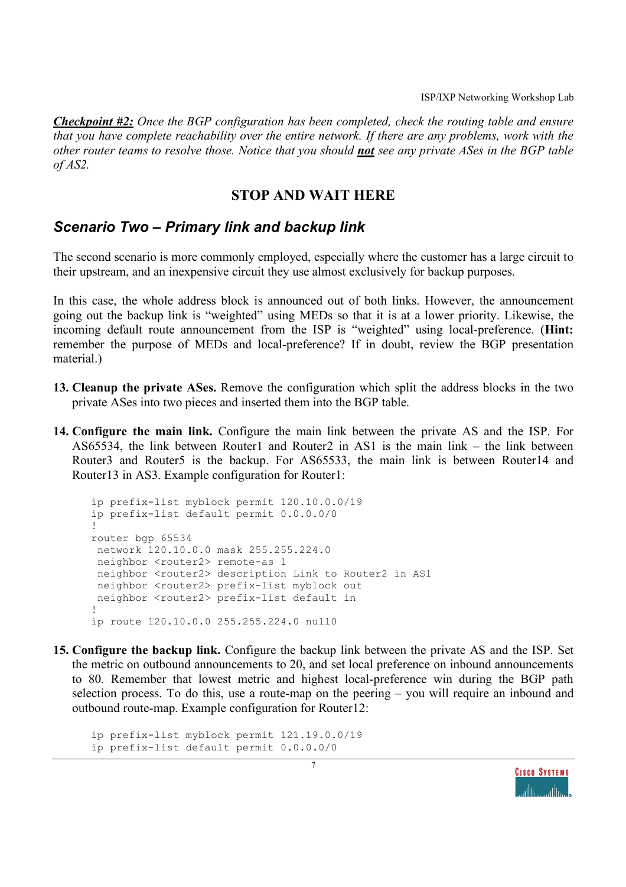***Checkpoint #2:*** *Once the BGP configuration has been completed, check the routing table and ensure that you have complete reachability over the entire network. If there are any problems, work with the other router teams to resolve those. Notice that you should **not** see any private ASes in the BGP table of AS2.*

## STOP AND WAIT HERE

## *Scenario Two – Primary link and backup link*

The second scenario is more commonly employed, especially where the customer has a large circuit to their upstream, and an inexpensive circuit they use almost exclusively for backup purposes.

In this case, the whole address block is announced out of both links. However, the announcement going out the backup link is "weighted" using MEDs so that it is at a lower priority. Likewise, the incoming default route announcement from the ISP is "weighted" using local-preference. (**Hint:** remember the purpose of MEDs and local-preference? If in doubt, review the BGP presentation material.)

13. **Cleanup the private ASes.** Remove the configuration which split the address blocks in the two private ASes into two pieces and inserted them into the BGP table.

14. **Configure the main link.** Configure the main link between the private AS and the ISP. For AS65534, the link between Router1 and Router2 in AS1 is the main link – the link between Router3 and Router5 is the backup. For AS65533, the main link is between Router14 and Router13 in AS3. Example configuration for Router1:

```
ip prefix-list myblock permit 120.10.0.0/19
ip prefix-list default permit 0.0.0.0/0
!
router bgp 65534
 network 120.10.0.0 mask 255.255.224.0
 neighbor <router2> remote-as 1
 neighbor <router2> description Link to Router2 in AS1
 neighbor <router2> prefix-list myblock out
 neighbor <router2> prefix-list default in
!
ip route 120.10.0.0 255.255.224.0 null0
```

15. **Configure the backup link.** Configure the backup link between the private AS and the ISP. Set the metric on outbound announcements to 20, and set local preference on inbound announcements to 80. Remember that lowest metric and highest local-preference win during the BGP path selection process. To do this, use a route-map on the peering – you will require an inbound and outbound route-map. Example configuration for Router12:

```
ip prefix-list myblock permit 121.19.0.0/19
ip prefix-list default permit 0.0.0.0/0
```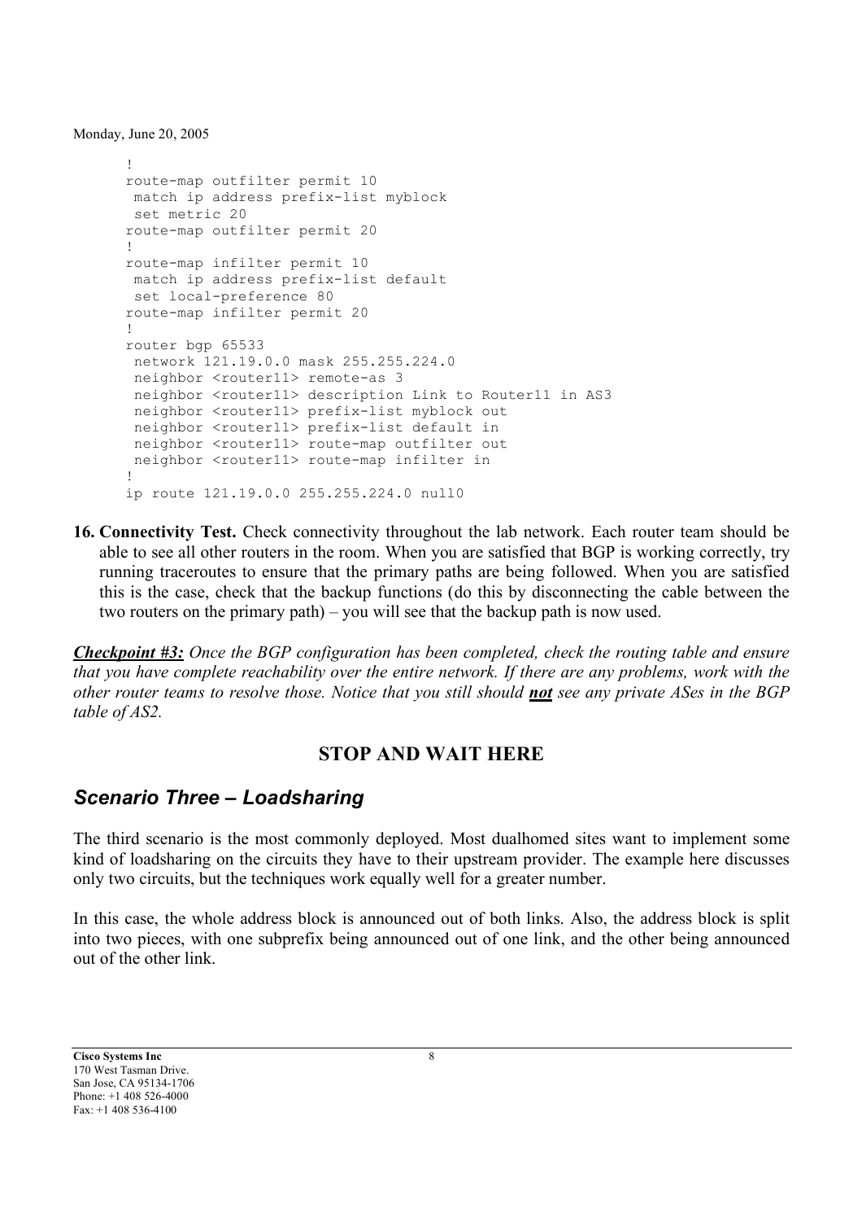```
!
route-map outfilter permit 10
 match ip address prefix-list myblock
 set metric 20
route-map outfilter permit 20
!
route-map infilter permit 10
 match ip address prefix-list default
 set local-preference 80
route-map infilter permit 20
!
router bgp 65533
 network 121.19.0.0 mask 255.255.224.0
 neighbor <router11> remote-as 3
 neighbor <router11> description Link to Router11 in AS3
 neighbor <router11> prefix-list myblock out
 neighbor <router11> prefix-list default in
 neighbor <router11> route-map outfilter out
 neighbor <router11> route-map infilter in
!
ip route 121.19.0.0 255.255.224.0 null0
```

16. **Connectivity Test.** Check connectivity throughout the lab network. Each router team should be able to see all other routers in the room. When you are satisfied that BGP is working correctly, try running traceroutes to ensure that the primary paths are being followed. When you are satisfied this is the case, check that the backup functions (do this by disconnecting the cable between the two routers on the primary path) – you will see that the backup path is now used.

***Checkpoint #3:*** *Once the BGP configuration has been completed, check the routing table and ensure that you have complete reachability over the entire network. If there are any problems, work with the other router teams to resolve those. Notice that you still should* ***not*** *see any private ASes in the BGP table of AS2.*

### STOP AND WAIT HERE

## *Scenario Three – Loadsharing*

The third scenario is the most commonly deployed. Most dualhomed sites want to implement some kind of loadsharing on the circuits they have to their upstream provider. The example here discusses only two circuits, but the techniques work equally well for a greater number.

In this case, the whole address block is announced out of both links. Also, the address block is split into two pieces, with one subprefix being announced out of one link, and the other being announced out of the other link.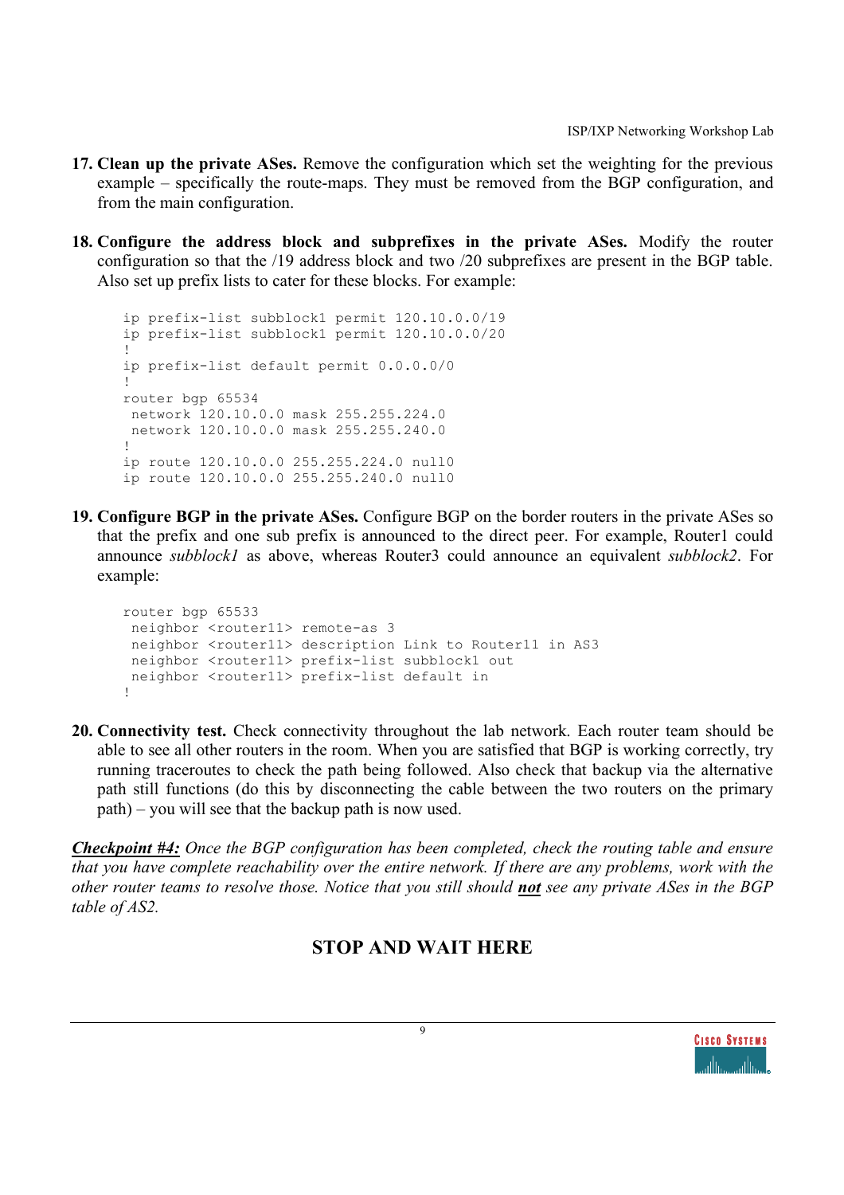17. **Clean up the private ASes.** Remove the configuration which set the weighting for the previous example – specifically the route-maps. They must be removed from the BGP configuration, and from the main configuration.

18. **Configure the address block and subprefixes in the private ASes.** Modify the router configuration so that the /19 address block and two /20 subprefixes are present in the BGP table. Also set up prefix lists to cater for these blocks. For example:

```
ip prefix-list subblock1 permit 120.10.0.0/19
ip prefix-list subblock1 permit 120.10.0.0/20
!
ip prefix-list default permit 0.0.0.0/0
!
router bgp 65534
 network 120.10.0.0 mask 255.255.224.0
 network 120.10.0.0 mask 255.255.240.0
!
ip route 120.10.0.0 255.255.224.0 null0
ip route 120.10.0.0 255.255.240.0 null0
```

19. **Configure BGP in the private ASes.** Configure BGP on the border routers in the private ASes so that the prefix and one sub prefix is announced to the direct peer. For example, Router1 could announce *subblock1* as above, whereas Router3 could announce an equivalent *subblock2*. For example:

```
router bgp 65533
 neighbor <router11> remote-as 3
 neighbor <router11> description Link to Router11 in AS3
 neighbor <router11> prefix-list subblock1 out
 neighbor <router11> prefix-list default in
!
```

20. **Connectivity test.** Check connectivity throughout the lab network. Each router team should be able to see all other routers in the room. When you are satisfied that BGP is working correctly, try running traceroutes to check the path being followed. Also check that backup via the alternative path still functions (do this by disconnecting the cable between the two routers on the primary path) – you will see that the backup path is now used.

***Checkpoint #4:*** *Once the BGP configuration has been completed, check the routing table and ensure that you have complete reachability over the entire network. If there are any problems, work with the other router teams to resolve those. Notice that you still should* ***not*** *see any private ASes in the BGP table of AS2.*

**STOP AND WAIT HERE**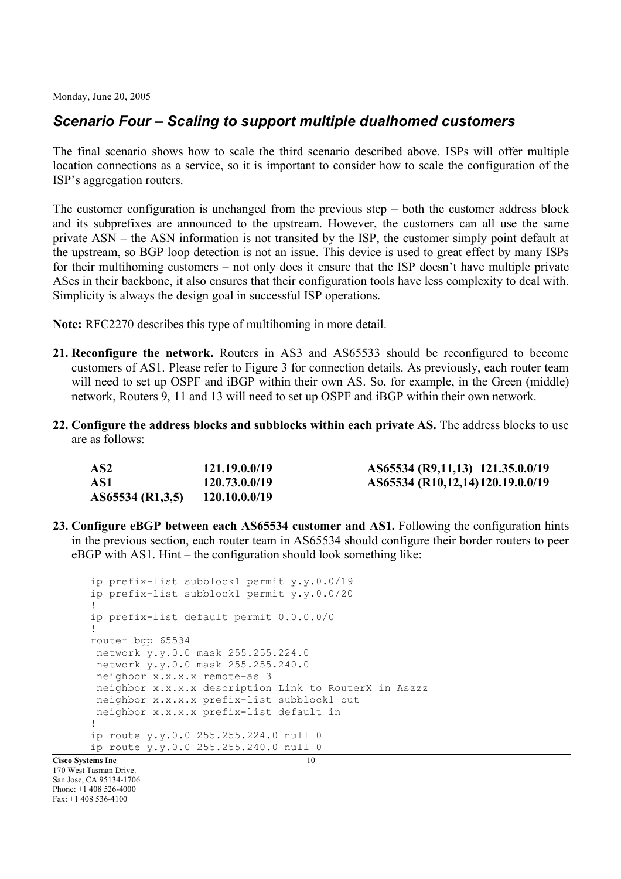## *Scenario Four – Scaling to support multiple dualhomed customers*

The final scenario shows how to scale the third scenario described above. ISPs will offer multiple location connections as a service, so it is important to consider how to scale the configuration of the ISP's aggregation routers.

The customer configuration is unchanged from the previous step – both the customer address block and its subprefixes are announced to the upstream. However, the customers can all use the same private ASN – the ASN information is not transited by the ISP, the customer simply point default at the upstream, so BGP loop detection is not an issue. This device is used to great effect by many ISPs for their multihoming customers – not only does it ensure that the ISP doesn't have multiple private ASes in their backbone, it also ensures that their configuration tools have less complexity to deal with. Simplicity is always the design goal in successful ISP operations.

**Note:** RFC2270 describes this type of multihoming in more detail.

21. **Reconfigure the network.** Routers in AS3 and AS65533 should be reconfigured to become customers of AS1. Please refer to Figure 3 for connection details. As previously, each router team will need to set up OSPF and iBGP within their own AS. So, for example, in the Green (middle) network, Routers 9, 11 and 13 will need to set up OSPF and iBGP within their own network.

22. **Configure the address blocks and subblocks within each private AS.** The address blocks to use are as follows:

| | | | |
|---|---|---|---|
| **AS2** | **121.19.0.0/19** | **AS65534 (R9,11,13)** | **121.35.0.0/19** |
| **AS1** | **120.73.0.0/19** | **AS65534 (R10,12,14)** | **120.19.0.0/19** |
| **AS65534 (R1,3,5)** | **120.10.0.0/19** | | |

23. **Configure eBGP between each AS65534 customer and AS1.** Following the configuration hints in the previous section, each router team in AS65534 should configure their border routers to peer eBGP with AS1. Hint – the configuration should look something like:

```
ip prefix-list subblock1 permit y.y.0.0/19
ip prefix-list subblock1 permit y.y.0.0/20
!
ip prefix-list default permit 0.0.0.0/0
!
router bgp 65534
 network y.y.0.0 mask 255.255.224.0
 network y.y.0.0 mask 255.255.240.0
 neighbor x.x.x.x remote-as 3
 neighbor x.x.x.x description Link to RouterX in Aszzz
 neighbor x.x.x.x prefix-list subblock1 out
 neighbor x.x.x.x prefix-list default in
!
ip route y.y.0.0 255.255.224.0 null 0
ip route y.y.0.0 255.255.240.0 null 0
```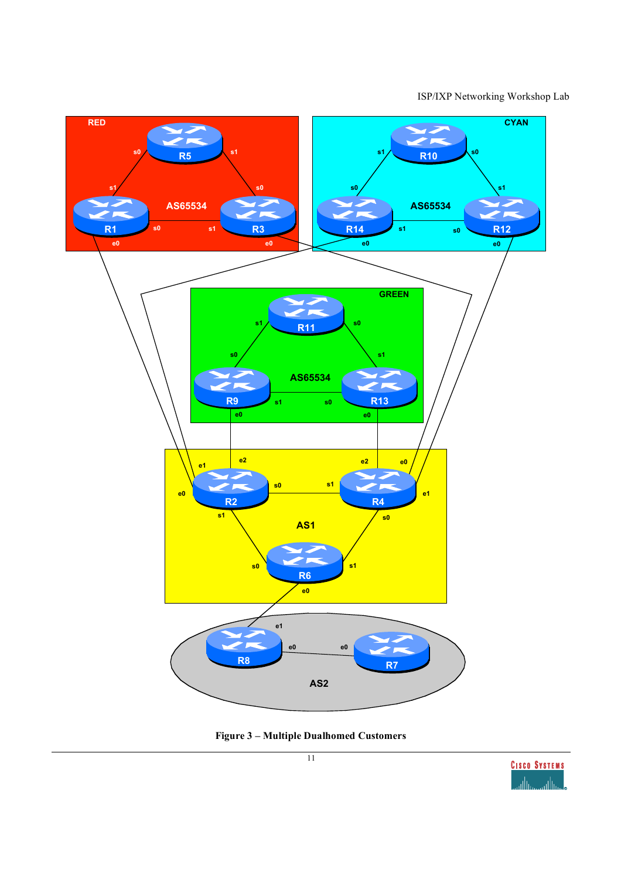Figure 3 – Multiple Dualhomed Customers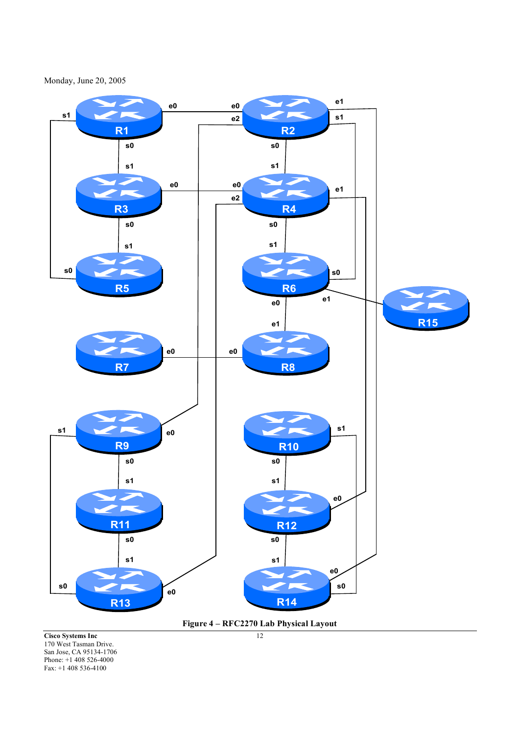Monday, June 20, 2005

**Figure 4 – RFC2270 Lab Physical Layout**

**Cisco Systems Inc**
170 West Tasman Drive.
San Jose, CA 95134-1706
Phone: +1 408 526-4000
Fax: +1 408 536-4100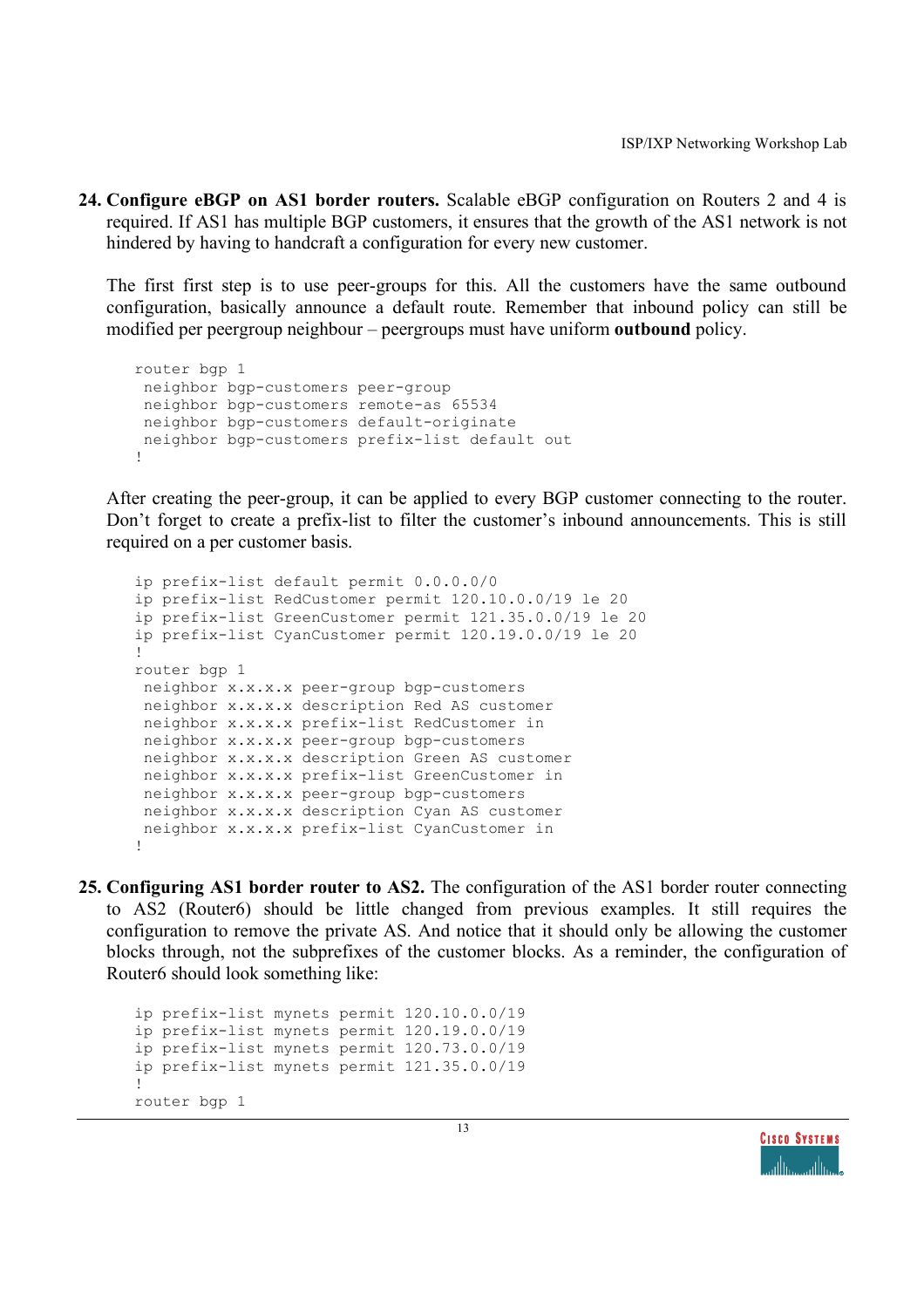**24. Configure eBGP on AS1 border routers.** Scalable eBGP configuration on Routers 2 and 4 is required. If AS1 has multiple BGP customers, it ensures that the growth of the AS1 network is not hindered by having to handcraft a configuration for every new customer.

The first first step is to use peer-groups for this. All the customers have the same outbound configuration, basically announce a default route. Remember that inbound policy can still be modified per peergroup neighbour – peergroups must have uniform **outbound** policy.

```
router bgp 1
 neighbor bgp-customers peer-group
 neighbor bgp-customers remote-as 65534
 neighbor bgp-customers default-originate
 neighbor bgp-customers prefix-list default out
!
```

After creating the peer-group, it can be applied to every BGP customer connecting to the router. Don't forget to create a prefix-list to filter the customer's inbound announcements. This is still required on a per customer basis.

```
ip prefix-list default permit 0.0.0.0/0
ip prefix-list RedCustomer permit 120.10.0.0/19 le 20
ip prefix-list GreenCustomer permit 121.35.0.0/19 le 20
ip prefix-list CyanCustomer permit 120.19.0.0/19 le 20
!
router bgp 1
 neighbor x.x.x.x peer-group bgp-customers
 neighbor x.x.x.x description Red AS customer
 neighbor x.x.x.x prefix-list RedCustomer in
 neighbor x.x.x.x peer-group bgp-customers
 neighbor x.x.x.x description Green AS customer
 neighbor x.x.x.x prefix-list GreenCustomer in
 neighbor x.x.x.x peer-group bgp-customers
 neighbor x.x.x.x description Cyan AS customer
 neighbor x.x.x.x prefix-list CyanCustomer in
!
```

**25. Configuring AS1 border router to AS2.** The configuration of the AS1 border router connecting to AS2 (Router6) should be little changed from previous examples. It still requires the configuration to remove the private AS. And notice that it should only be allowing the customer blocks through, not the subprefixes of the customer blocks. As a reminder, the configuration of Router6 should look something like:

```
ip prefix-list mynets permit 120.10.0.0/19
ip prefix-list mynets permit 120.19.0.0/19
ip prefix-list mynets permit 120.73.0.0/19
ip prefix-list mynets permit 121.35.0.0/19
!
router bgp 1
```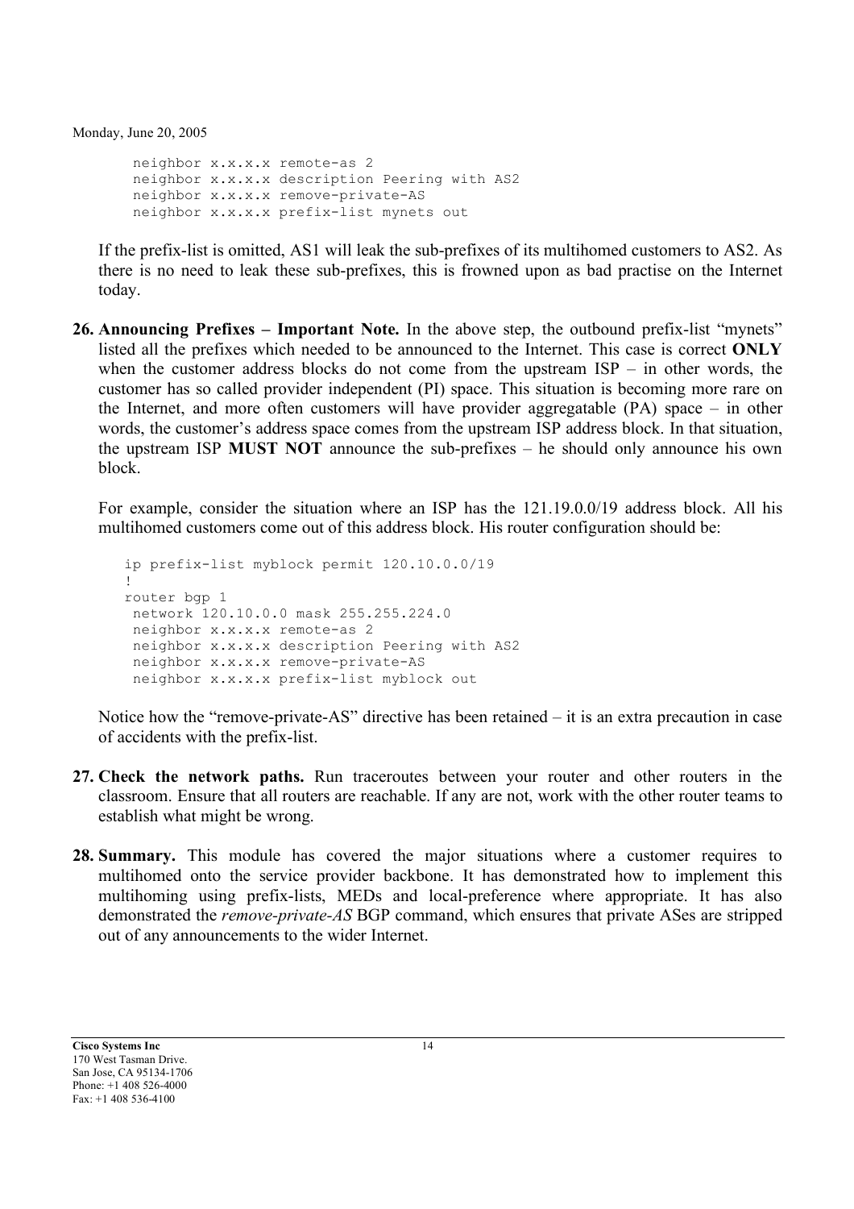```
 neighbor x.x.x.x remote-as 2
 neighbor x.x.x.x description Peering with AS2
 neighbor x.x.x.x remove-private-AS
 neighbor x.x.x.x prefix-list mynets out
```

If the prefix-list is omitted, AS1 will leak the sub-prefixes of its multihomed customers to AS2. As there is no need to leak these sub-prefixes, this is frowned upon as bad practise on the Internet today.

26. **Announcing Prefixes – Important Note.** In the above step, the outbound prefix-list "mynets" listed all the prefixes which needed to be announced to the Internet. This case is correct **ONLY** when the customer address blocks do not come from the upstream ISP – in other words, the customer has so called provider independent (PI) space. This situation is becoming more rare on the Internet, and more often customers will have provider aggregatable (PA) space – in other words, the customer's address space comes from the upstream ISP address block. In that situation, the upstream ISP **MUST NOT** announce the sub-prefixes – he should only announce his own block.

   For example, consider the situation where an ISP has the 121.19.0.0/19 address block. All his multihomed customers come out of this address block. His router configuration should be:

```
ip prefix-list myblock permit 120.10.0.0/19
!
router bgp 1
 network 120.10.0.0 mask 255.255.224.0
 neighbor x.x.x.x remote-as 2
 neighbor x.x.x.x description Peering with AS2
 neighbor x.x.x.x remove-private-AS
 neighbor x.x.x.x prefix-list myblock out
```

   Notice how the "remove-private-AS" directive has been retained – it is an extra precaution in case of accidents with the prefix-list.

27. **Check the network paths.** Run traceroutes between your router and other routers in the classroom. Ensure that all routers are reachable. If any are not, work with the other router teams to establish what might be wrong.

28. **Summary.** This module has covered the major situations where a customer requires to multihomed onto the service provider backbone. It has demonstrated how to implement this multihoming using prefix-lists, MEDs and local-preference where appropriate. It has also demonstrated the *remove-private-AS* BGP command, which ensures that private ASes are stripped out of any announcements to the wider Internet.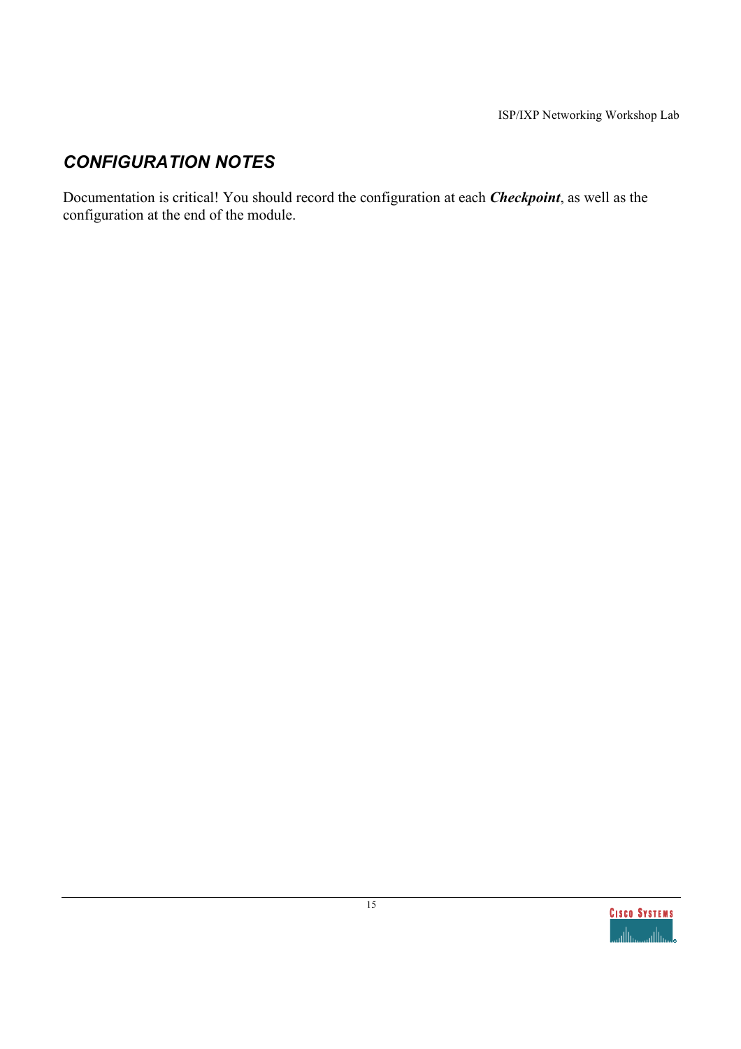## *CONFIGURATION NOTES*

Documentation is critical! You should record the configuration at each ***Checkpoint***, as well as the configuration at the end of the module.